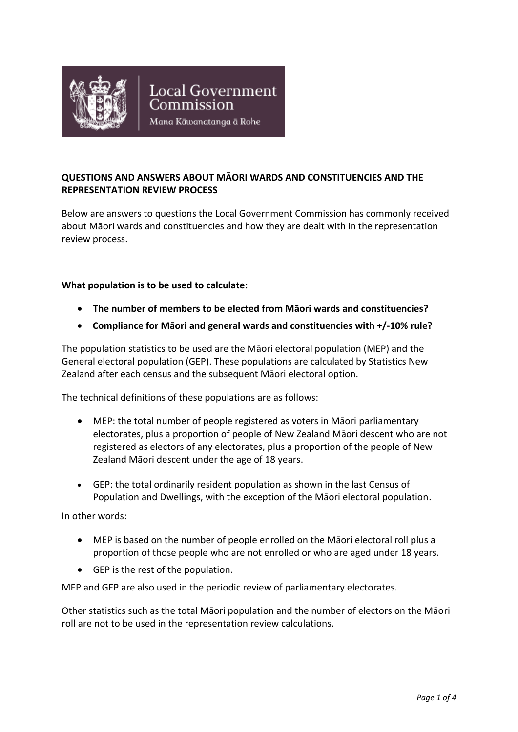Local Government Commission

Mana Kāwanatanga ā Rohe

**QUESTIONS AND ANSWERS ABOUT MĀORI WARDS AND CONSTITUENCIES AND THE REPRESENTATION REVIEW PROCESS**

Below are answers to questions the Local Government Commission has commonly received about Māori wards and constituencies and how they are dealt with in the representation review process.

**What population is to be used to calculate:**

- **The number of members to be elected from Māori wards and constituencies?**
- **Compliance for Māori and general wards and constituencies with +/-10% rule?**

The population statistics to be used are the Māori electoral population (MEP) and the General electoral population (GEP). These populations are calculated by Statistics New Zealand after each census and the subsequent Māori electoral option.

The technical definitions of these populations are as follows:

- MEP: the total number of people registered as voters in Māori parliamentary electorates, plus a proportion of people of New Zealand Māori descent who are not registered as electors of any electorates, plus a proportion of the people of New Zealand Māori descent under the age of 18 years.
- GEP: the total ordinarily resident population as shown in the last Census of Population and Dwellings, with the exception of the Māori electoral population.

In other words:

- MEP is based on the number of people enrolled on the Māori electoral roll plus a proportion of those people who are not enrolled or who are aged under 18 years.
- GEP is the rest of the population.

MEP and GEP are also used in the periodic review of parliamentary electorates.

Other statistics such as the total Māori population and the number of electors on the Māori roll are not to be used in the representation review calculations.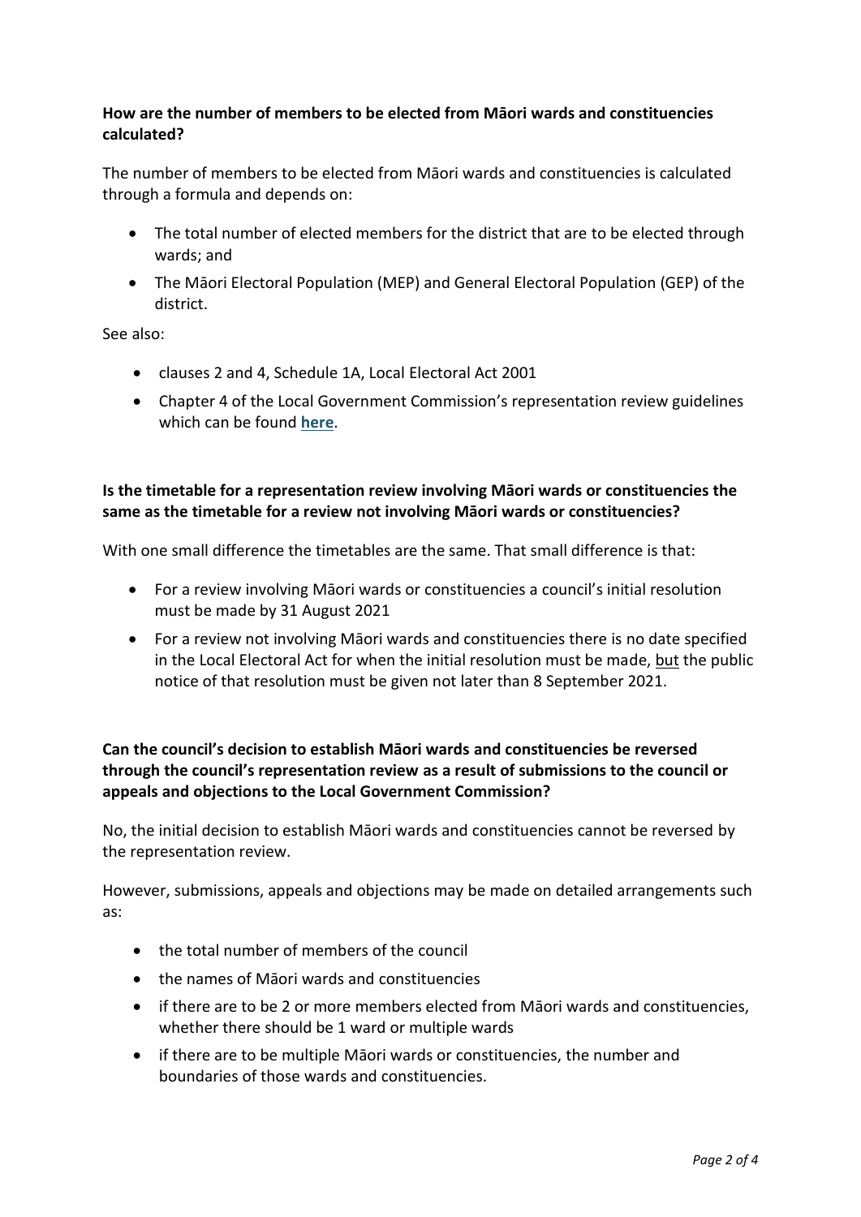**How are the number of members to be elected from Māori wards and constituencies calculated?**

The number of members to be elected from Māori wards and constituencies is calculated through a formula and depends on:

- The total number of elected members for the district that are to be elected through wards; and
- The Māori Electoral Population (MEP) and General Electoral Population (GEP) of the district.

See also:

- clauses 2 and 4, Schedule 1A, Local Electoral Act 2001
- Chapter 4 of the Local Government Commission's representation review guidelines which can be found **here**.

**Is the timetable for a representation review involving Māori wards or constituencies the same as the timetable for a review not involving Māori wards or constituencies?**

With one small difference the timetables are the same. That small difference is that:

- For a review involving Māori wards or constituencies a council's initial resolution must be made by 31 August 2021
- For a review not involving Māori wards and constituencies there is no date specified in the Local Electoral Act for when the initial resolution must be made, <u>but</u> the public notice of that resolution must be given not later than 8 September 2021.

**Can the council's decision to establish Māori wards and constituencies be reversed through the council's representation review as a result of submissions to the council or appeals and objections to the Local Government Commission?**

No, the initial decision to establish Māori wards and constituencies cannot be reversed by the representation review.

However, submissions, appeals and objections may be made on detailed arrangements such as:

- the total number of members of the council
- the names of Māori wards and constituencies
- if there are to be 2 or more members elected from Māori wards and constituencies, whether there should be 1 ward or multiple wards
- if there are to be multiple Māori wards or constituencies, the number and boundaries of those wards and constituencies.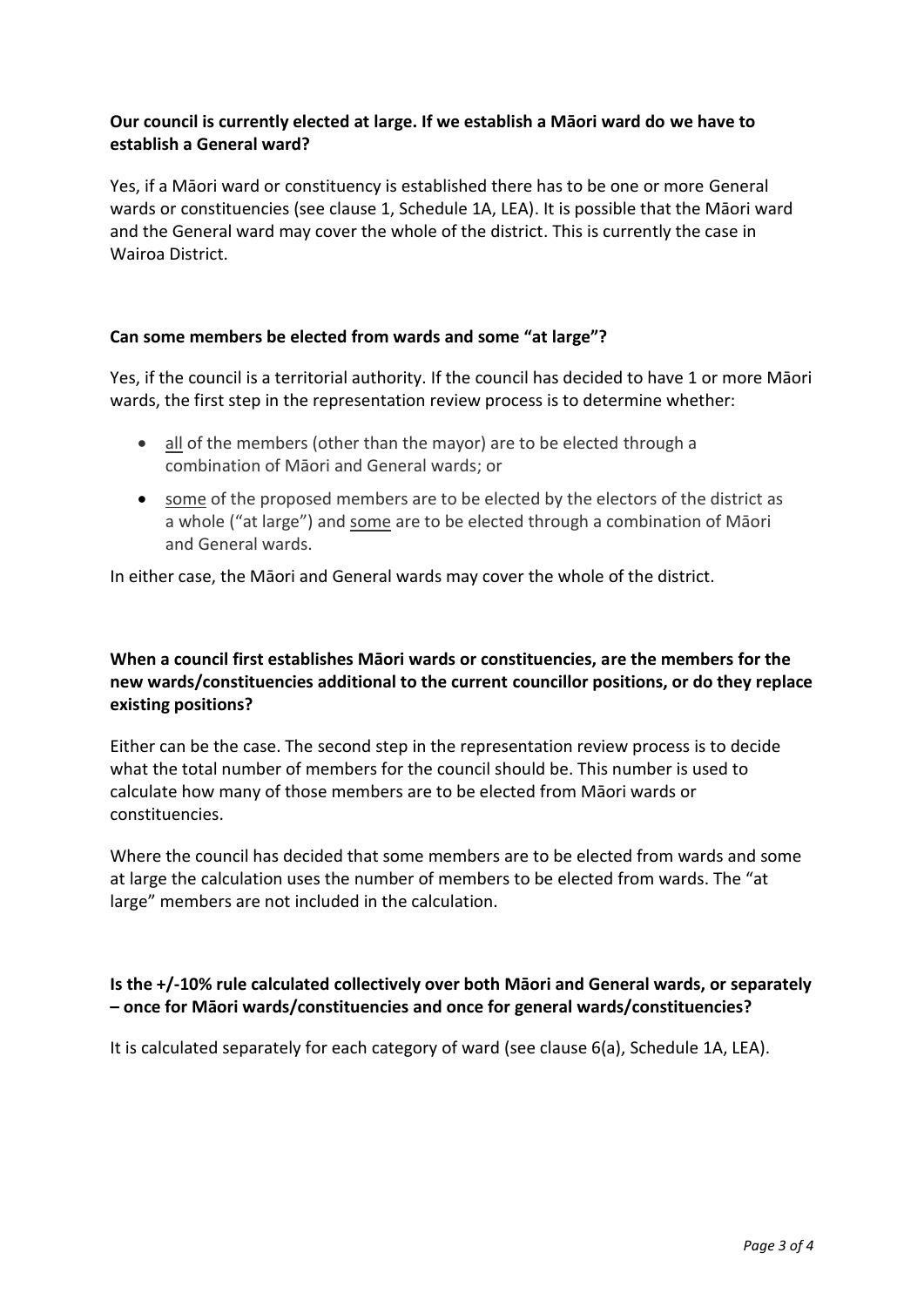**Our council is currently elected at large. If we establish a Māori ward do we have to establish a General ward?**

Yes, if a Māori ward or constituency is established there has to be one or more General wards or constituencies (see clause 1, Schedule 1A, LEA). It is possible that the Māori ward and the General ward may cover the whole of the district. This is currently the case in Wairoa District.

**Can some members be elected from wards and some "at large"?**

Yes, if the council is a territorial authority. If the council has decided to have 1 or more Māori wards, the first step in the representation review process is to determine whether:

- <u>all</u> of the members (other than the mayor) are to be elected through a combination of Māori and General wards; or
- <u>some</u> of the proposed members are to be elected by the electors of the district as a whole ("at large") and <u>some</u> are to be elected through a combination of Māori and General wards.

In either case, the Māori and General wards may cover the whole of the district.

**When a council first establishes Māori wards or constituencies, are the members for the new wards/constituencies additional to the current councillor positions, or do they replace existing positions?**

Either can be the case. The second step in the representation review process is to decide what the total number of members for the council should be. This number is used to calculate how many of those members are to be elected from Māori wards or constituencies.

Where the council has decided that some members are to be elected from wards and some at large the calculation uses the number of members to be elected from wards. The "at large" members are not included in the calculation.

**Is the +/-10% rule calculated collectively over both Māori and General wards, or separately – once for Māori wards/constituencies and once for general wards/constituencies?**

It is calculated separately for each category of ward (see clause 6(a), Schedule 1A, LEA).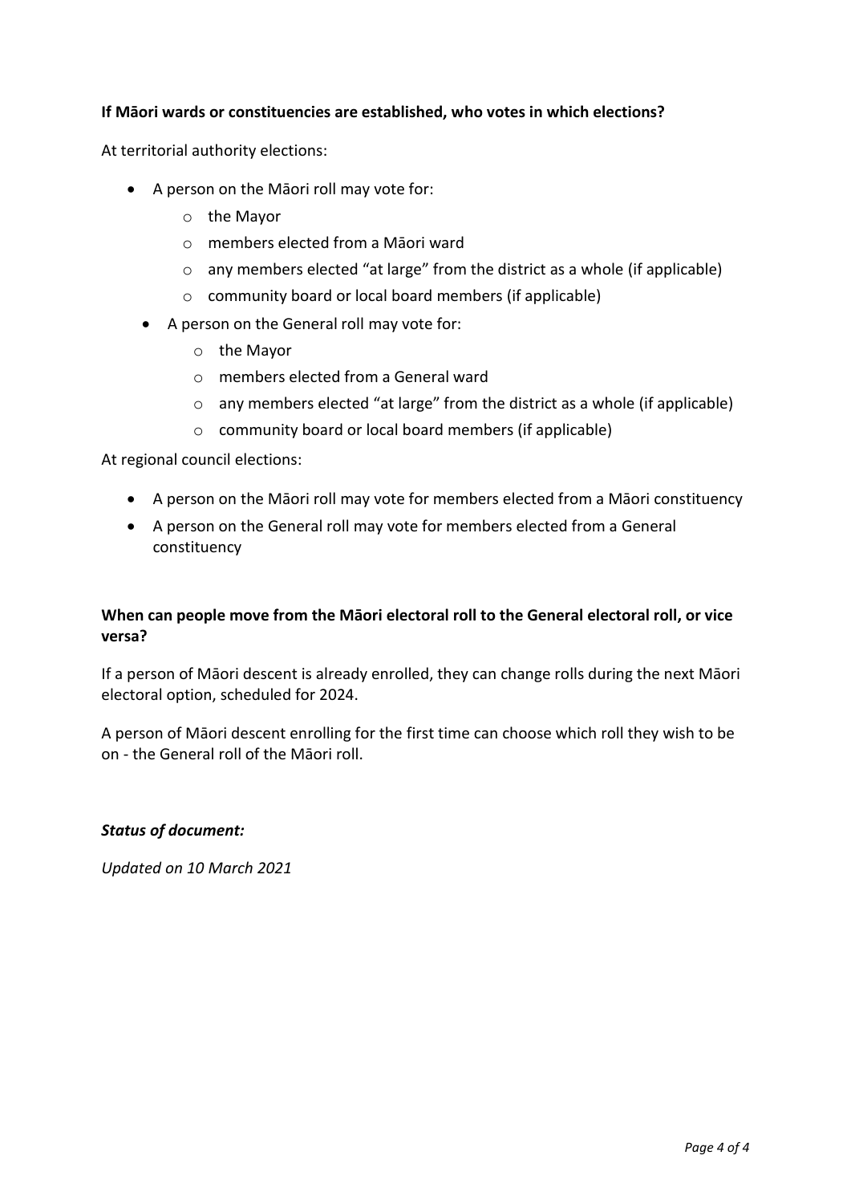**If Māori wards or constituencies are established, who votes in which elections?**

At territorial authority elections:

- A person on the Māori roll may vote for:
  - the Mayor
  - members elected from a Māori ward
  - any members elected "at large" from the district as a whole (if applicable)
  - community board or local board members (if applicable)
- A person on the General roll may vote for:
  - the Mayor
  - members elected from a General ward
  - any members elected "at large" from the district as a whole (if applicable)
  - community board or local board members (if applicable)

At regional council elections:

- A person on the Māori roll may vote for members elected from a Māori constituency
- A person on the General roll may vote for members elected from a General constituency

**When can people move from the Māori electoral roll to the General electoral roll, or vice versa?**

If a person of Māori descent is already enrolled, they can change rolls during the next Māori electoral option, scheduled for 2024.

A person of Māori descent enrolling for the first time can choose which roll they wish to be on - the General roll of the Māori roll.

***Status of document:***

*Updated on 10 March 2021*